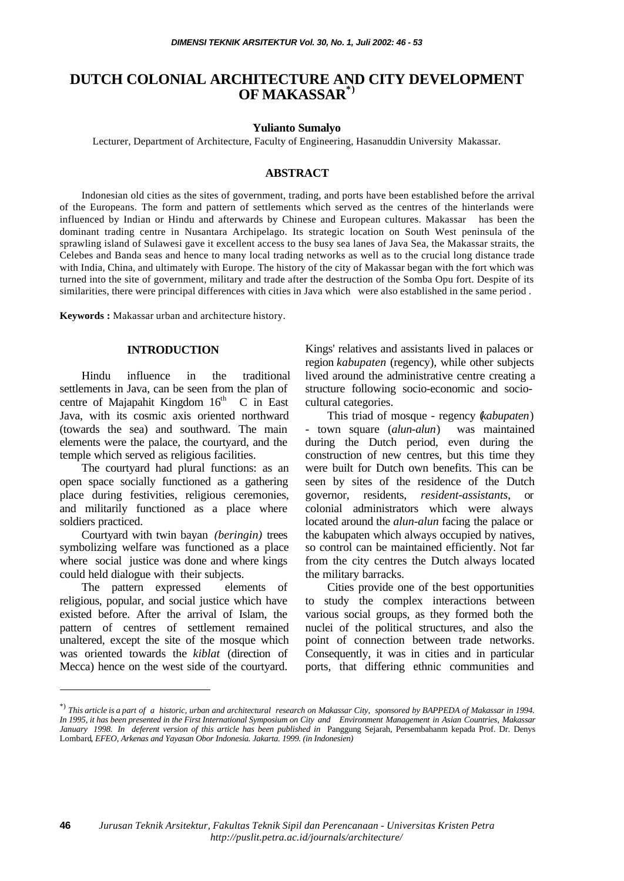# DUTCH COLONIAL ARCHITECTURE AND CITY DEVELOPMENT OF MAKASSAR[*)]

**Yulianto Sumalyo**

Lecturer, Department of Architecture, Faculty of Engineering, Hasanuddin University Makassar.

## ABSTRACT

Indonesian old cities as the sites of government, trading, and ports have been established before the arrival of the Europeans. The form and pattern of settlements which served as the centres of the hinterlands were influenced by Indian or Hindu and afterwards by Chinese and European cultures. Makassar has been the dominant trading centre in Nusantara Archipelago. Its strategic location on South West peninsula of the sprawling island of Sulawesi gave it excellent access to the busy sea lanes of Java Sea, the Makassar straits, the Celebes and Banda seas and hence to many local trading networks as well as to the crucial long distance trade with India, China, and ultimately with Europe. The history of the city of Makassar began with the fort which was turned into the site of government, military and trade after the destruction of the Somba Opu fort. Despite of its similarities, there were principal differences with cities in Java which were also established in the same period .

**Keywords :** Makassar urban and architecture history.

## INTRODUCTION

Hindu influence in the traditional settlements in Java, can be seen from the plan of centre of Majapahit Kingdom 16$^{th}$ C in East Java, with its cosmic axis oriented northward (towards the sea) and southward. The main elements were the palace, the courtyard, and the temple which served as religious facilities.

The courtyard had plural functions: as an open space socially functioned as a gathering place during festivities, religious ceremonies, and militarily functioned as a place where soldiers practiced.

Courtyard with twin bayan *(beringin)* trees symbolizing welfare was functioned as a place where social justice was done and where kings could held dialogue with their subjects.

The pattern expressed elements of religious, popular, and social justice which have existed before. After the arrival of Islam, the pattern of centres of settlement remained unaltered, except the site of the mosque which was oriented towards the *kiblat* (direction of Mecca) hence on the west side of the courtyard. Kings' relatives and assistants lived in palaces or region *kabupaten* (regency), while other subjects lived around the administrative centre creating a structure following socio-economic and socio-cultural categories.

This triad of mosque - regency (*kabupaten*) - town square (*alun-alun*) was maintained during the Dutch period, even during the construction of new centres, but this time they were built for Dutch own benefits. This can be seen by sites of the residence of the Dutch governor, residents, *resident-assistants*, or colonial administrators which were always located around the *alun-alun* facing the palace or the kabupaten which always occupied by natives, so control can be maintained efficiently. Not far from the city centres the Dutch always located the military barracks.

Cities provide one of the best opportunities to study the complex interactions between various social groups, as they formed both the nuclei of the political structures, and also the point of connection between trade networks. Consequently, it was in cities and in particular ports, that differing ethnic communities and

---

[*)] *This article is a part of a historic, urban and architectural research on Makassar City, sponsored by BAPPEDA of Makassar in 1994. In 1995, it has been presented in the First International Symposium on City and Environment Management in Asian Countries, Makassar January 1998. In deferent version of this article has been published in* Panggung Sejarah, Persembahanm kepada Prof. Dr. Denys Lombard, *EFEO, Arkenas and Yayasan Obor Indonesia. Jakarta. 1999. (in Indonesien)*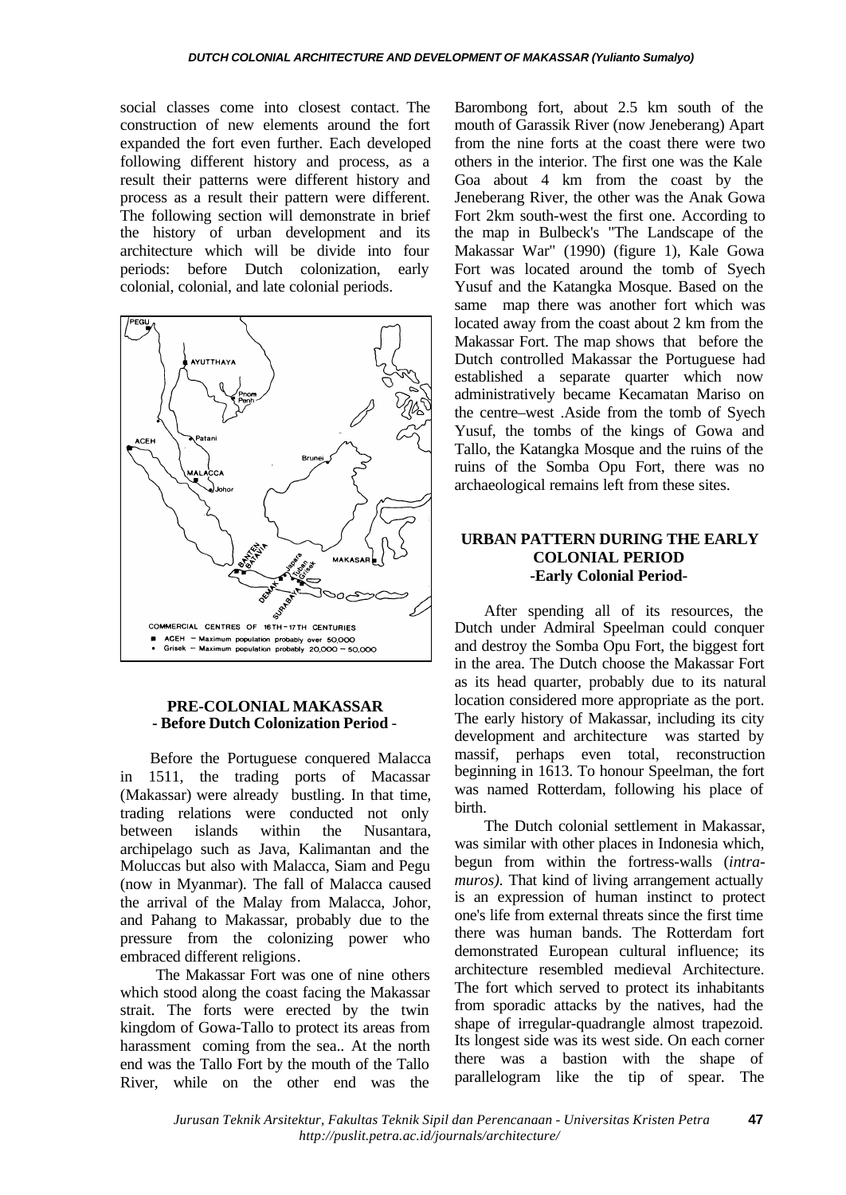social classes come into closest contact. The construction of new elements around the fort expanded the fort even further. Each developed following different history and process, as a result their patterns were different history and process as a result their pattern were different. The following section will demonstrate in brief the history of urban development and its architecture which will be divide into four periods: before Dutch colonization, early colonial, colonial, and late colonial periods.

COMMERCIAL CENTRES OF 16TH-17TH CENTURIES
■ ACEH – Maximum population probably over 50,000
• Grisek – Maximum population probably 20,000 – 50,000

## PRE-COLONIAL MAKASSAR
### - Before Dutch Colonization Period -

Before the Portuguese conquered Malacca in 1511, the trading ports of Macassar (Makassar) were already bustling. In that time, trading relations were conducted not only between islands within the Nusantara, archipelago such as Java, Kalimantan and the Moluccas but also with Malacca, Siam and Pegu (now in Myanmar). The fall of Malacca caused the arrival of the Malay from Malacca, Johor, and Pahang to Makassar, probably due to the pressure from the colonizing power who embraced different religions.

The Makassar Fort was one of nine others which stood along the coast facing the Makassar strait. The forts were erected by the twin kingdom of Gowa-Tallo to protect its areas from harassment coming from the sea.. At the north end was the Tallo Fort by the mouth of the Tallo River, while on the other end was the Barombong fort, about 2.5 km south of the mouth of Garassik River (now Jeneberang) Apart from the nine forts at the coast there were two others in the interior. The first one was the Kale Goa about 4 km from the coast by the Jeneberang River, the other was the Anak Gowa Fort 2km south-west the first one. According to the map in Bulbeck's "The Landscape of the Makassar War" (1990) (figure 1), Kale Gowa Fort was located around the tomb of Syech Yusuf and the Katangka Mosque. Based on the same map there was another fort which was located away from the coast about 2 km from the Makassar Fort. The map shows that before the Dutch controlled Makassar the Portuguese had established a separate quarter which now administratively became Kecamatan Mariso on the centre–west .Aside from the tomb of Syech Yusuf, the tombs of the kings of Gowa and Tallo, the Katangka Mosque and the ruins of the ruins of the Somba Opu Fort, there was no archaeological remains left from these sites.

## URBAN PATTERN DURING THE EARLY COLONIAL PERIOD
### -Early Colonial Period-

After spending all of its resources, the Dutch under Admiral Speelman could conquer and destroy the Somba Opu Fort, the biggest fort in the area. The Dutch choose the Makassar Fort as its head quarter, probably due to its natural location considered more appropriate as the port. The early history of Makassar, including its city development and architecture was started by massif, perhaps even total, reconstruction beginning in 1613. To honour Speelman, the fort was named Rotterdam, following his place of birth.

The Dutch colonial settlement in Makassar, was similar with other places in Indonesia which, begun from within the fortress-walls (*intra-muros)*. That kind of living arrangement actually is an expression of human instinct to protect one's life from external threats since the first time there was human bands. The Rotterdam fort demonstrated European cultural influence; its architecture resembled medieval Architecture. The fort which served to protect its inhabitants from sporadic attacks by the natives, had the shape of irregular-quadrangle almost trapezoid. Its longest side was its west side. On each corner there was a bastion with the shape of parallelogram like the tip of spear. The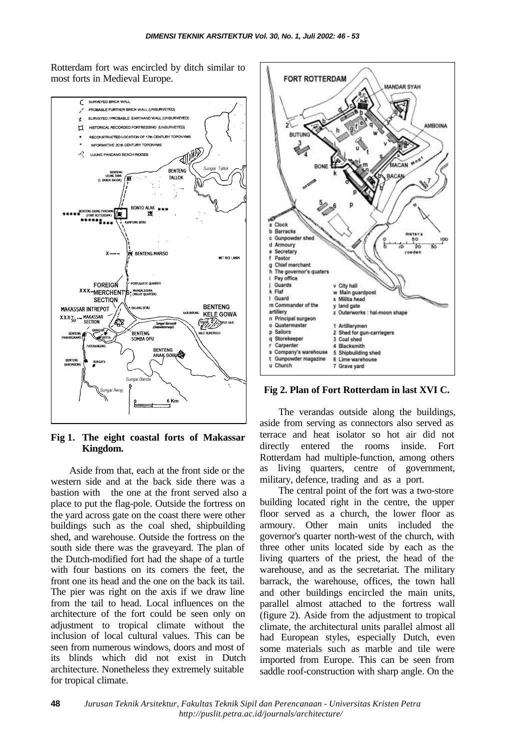Rotterdam fort was encircled by ditch similar to most forts in Medieval Europe.

**Fig 1. The eight coastal forts of Makassar Kingdom.**

Aside from that, each at the front side or the western side and at the back side there was a bastion with the one at the front served also a place to put the flag-pole. Outside the fortress on the yard across gate on the coast there were other buildings such as the coal shed, shipbuilding shed, and warehouse. Outside the fortress on the south side there was the graveyard. The plan of the Dutch-modified fort had the shape of a turtle with four bastions on its comers the feet, the front one its head and the one on the back its tail. The pier was right on the axis if we draw line from the tail to head. Local influences on the architecture of the fort could be seen only on adjustment to tropical climate without the inclusion of local cultural values. This can be seen from numerous windows, doors and most of its blinds which did not exist in Dutch architecture. Nonetheless they extremely suitable for tropical climate.

**Fig 2. Plan of Fort Rotterdam in last XVI C.**

The verandas outside along the buildings, aside from serving as connectors also served as terrace and heat isolator so hot air did not directly entered the rooms inside. Fort Rotterdam had multiple-function, among others as living quarters, centre of government, military, defence, trading and as a port.

The central point of the fort was a two-store building located right in the centre, the upper floor served as a church, the lower floor as armoury. Other main units included the governor's quarter north-west of the church, with three other units located side by each as the living quarters of the priest, the head of the warehouse, and as the secretariat. The military barrack, the warehouse, offices, the town hall and other buildings encircled the main units, parallel almost attached to the fortress wall (figure 2). Aside from the adjustment to tropical climate, the architectural units parallel almost all had European styles, especially Dutch, even some materials such as marble and tile were imported from Europe. This can be seen from saddle roof-construction with sharp angle. On the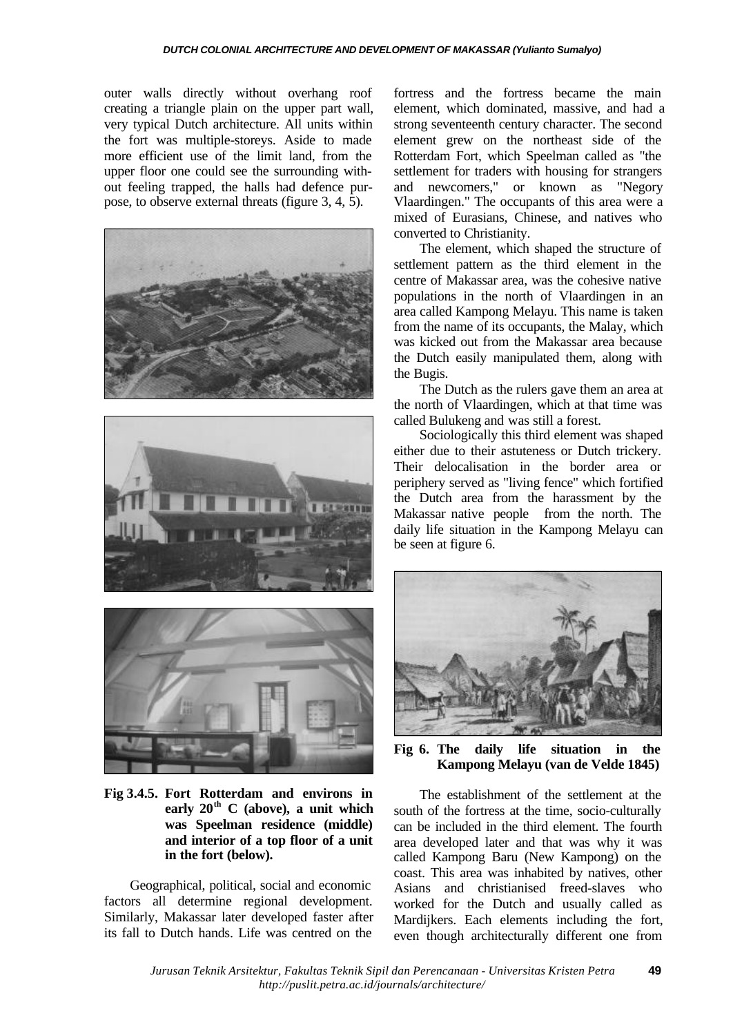outer walls directly without overhang roof creating a triangle plain on the upper part wall, very typical Dutch architecture. All units within the fort was multiple-storeys. Aside to made more efficient use of the limit land, from the upper floor one could see the surrounding without feeling trapped, the halls had defence purpose, to observe external threats (figure 3, 4, 5).

**Fig 3.4.5. Fort Rotterdam and environs in early 20$^{th}$ C (above), a unit which was Speelman residence (middle) and interior of a top floor of a unit in the fort (below).**

Geographical, political, social and economic factors all determine regional development. Similarly, Makassar later developed faster after its fall to Dutch hands. Life was centred on the fortress and the fortress became the main element, which dominated, massive, and had a strong seventeenth century character. The second element grew on the northeast side of the Rotterdam Fort, which Speelman called as "the settlement for traders with housing for strangers and newcomers," or known as "Negory Vlaardingen." The occupants of this area were a mixed of Eurasians, Chinese, and natives who converted to Christianity.

The element, which shaped the structure of settlement pattern as the third element in the centre of Makassar area, was the cohesive native populations in the north of Vlaardingen in an area called Kampong Melayu. This name is taken from the name of its occupants, the Malay, which was kicked out from the Makassar area because the Dutch easily manipulated them, along with the Bugis.

The Dutch as the rulers gave them an area at the north of Vlaardingen, which at that time was called Bulukeng and was still a forest.

Sociologically this third element was shaped either due to their astuteness or Dutch trickery. Their delocalisation in the border area or periphery served as "living fence" which fortified the Dutch area from the harassment by the Makassar native people from the north. The daily life situation in the Kampong Melayu can be seen at figure 6.

**Fig 6. The daily life situation in the Kampong Melayu (van de Velde 1845)**

The establishment of the settlement at the south of the fortress at the time, socio-culturally can be included in the third element. The fourth area developed later and that was why it was called Kampong Baru (New Kampong) on the coast. This area was inhabited by natives, other Asians and christianised freed-slaves who worked for the Dutch and usually called as Mardijkers. Each elements including the fort, even though architecturally different one from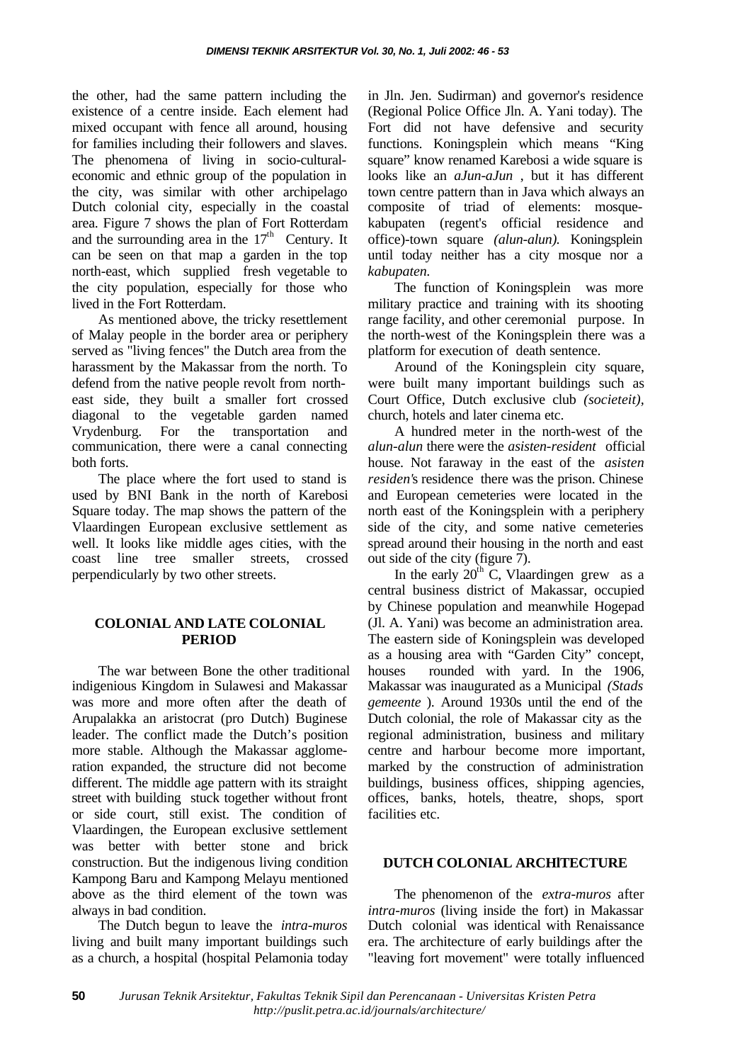the other, had the same pattern including the existence of a centre inside. Each element had mixed occupant with fence all around, housing for families including their followers and slaves. The phenomena of living in socio-cultural-economic and ethnic group of the population in the city, was similar with other archipelago Dutch colonial city, especially in the coastal area. Figure 7 shows the plan of Fort Rotterdam and the surrounding area in the $17^{th}$ Century. It can be seen on that map a garden in the top north-east, which supplied fresh vegetable to the city population, especially for those who lived in the Fort Rotterdam.

As mentioned above, the tricky resettlement of Malay people in the border area or periphery served as "living fences" the Dutch area from the harassment by the Makassar from the north. To defend from the native people revolt from north-east side, they built a smaller fort crossed diagonal to the vegetable garden named Vrydenburg. For the transportation and communication, there were a canal connecting both forts.

The place where the fort used to stand is used by BNI Bank in the north of Karebosi Square today. The map shows the pattern of the Vlaardingen European exclusive settlement as well. It looks like middle ages cities, with the coast line tree smaller streets, crossed perpendicularly by two other streets.

## COLONIAL AND LATE COLONIAL PERIOD

The war between Bone the other traditional indigenious Kingdom in Sulawesi and Makassar was more and more often after the death of Arupalakka an aristocrat (pro Dutch) Buginese leader. The conflict made the Dutch's position more stable. Although the Makassar agglomeration expanded, the structure did not become different. The middle age pattern with its straight street with building stuck together without front or side court, still exist. The condition of Vlaardingen, the European exclusive settlement was better with better stone and brick construction. But the indigenous living condition Kampong Baru and Kampong Melayu mentioned above as the third element of the town was always in bad condition.

The Dutch begun to leave the *intra-muros* living and built many important buildings such as a church, a hospital (hospital Pelamonia today in Jln. Jen. Sudirman) and governor's residence (Regional Police Office Jln. A. Yani today). The Fort did not have defensive and security functions. Koningsplein which means "King square" know renamed Karebosi a wide square is looks like an *aJun-aJun* , but it has different town centre pattern than in Java which always an composite of triad of elements: mosque-kabupaten (regent's official residence and office)-town square *(alun-alun).* Koningsplein until today neither has a city mosque nor a *kabupaten.*

The function of Koningsplein was more military practice and training with its shooting range facility, and other ceremonial purpose. In the north-west of the Koningsplein there was a platform for execution of death sentence.

Around of the Koningsplein city square, were built many important buildings such as Court Office, Dutch exclusive club *(societeit),* church, hotels and later cinema etc.

A hundred meter in the north-west of the *alun-alun* there were the *asisten-resident* official house. Not faraway in the east of the *asisten residen's* residence there was the prison. Chinese and European cemeteries were located in the north east of the Koningsplein with a periphery side of the city, and some native cemeteries spread around their housing in the north and east out side of the city (figure 7).

In the early $20^{th}$ C, Vlaardingen grew as a central business district of Makassar, occupied by Chinese population and meanwhile Hogepad (Jl. A. Yani) was become an administration area. The eastern side of Koningsplein was developed as a housing area with "Garden City" concept, houses rounded with yard. In the 1906, Makassar was inaugurated as a Municipal *(Stads gemeente* ). Around 1930s until the end of the Dutch colonial, the role of Makassar city as the regional administration, business and military centre and harbour become more important, marked by the construction of administration buildings, business offices, shipping agencies, offices, banks, hotels, theatre, shops, sport facilities etc.

## DUTCH COLONIAL ARCHITECTURE

The phenomenon of the *extra-muros* after *intra-muros* (living inside the fort) in Makassar Dutch colonial was identical with Renaissance era. The architecture of early buildings after the "leaving fort movement" were totally influenced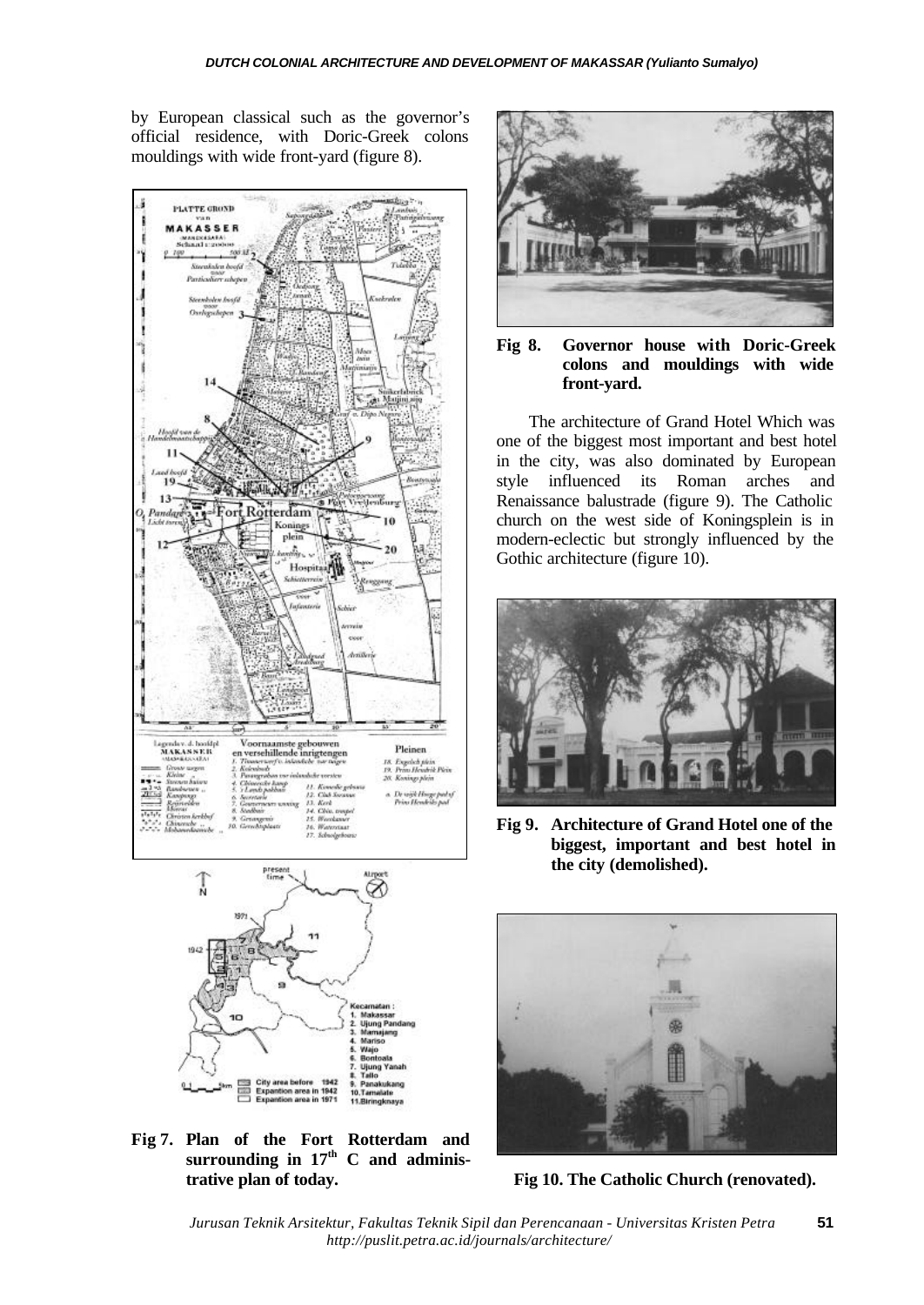by European classical such as the governor's official residence, with Doric-Greek colons mouldings with wide front-yard (figure 8).

**Fig 7. Plan of the Fort Rotterdam and surrounding in 17$^{th}$ C and administrative plan of today.**

**Fig 8. Governor house with Doric-Greek colons and mouldings with wide front-yard.**

The architecture of Grand Hotel Which was one of the biggest most important and best hotel in the city, was also dominated by European style influenced its Roman arches and Renaissance balustrade (figure 9). The Catholic church on the west side of Koningsplein is in modern-eclectic but strongly influenced by the Gothic architecture (figure 10).

**Fig 9. Architecture of Grand Hotel one of the biggest, important and best hotel in the city (demolished).**

**Fig 10. The Catholic Church (renovated).**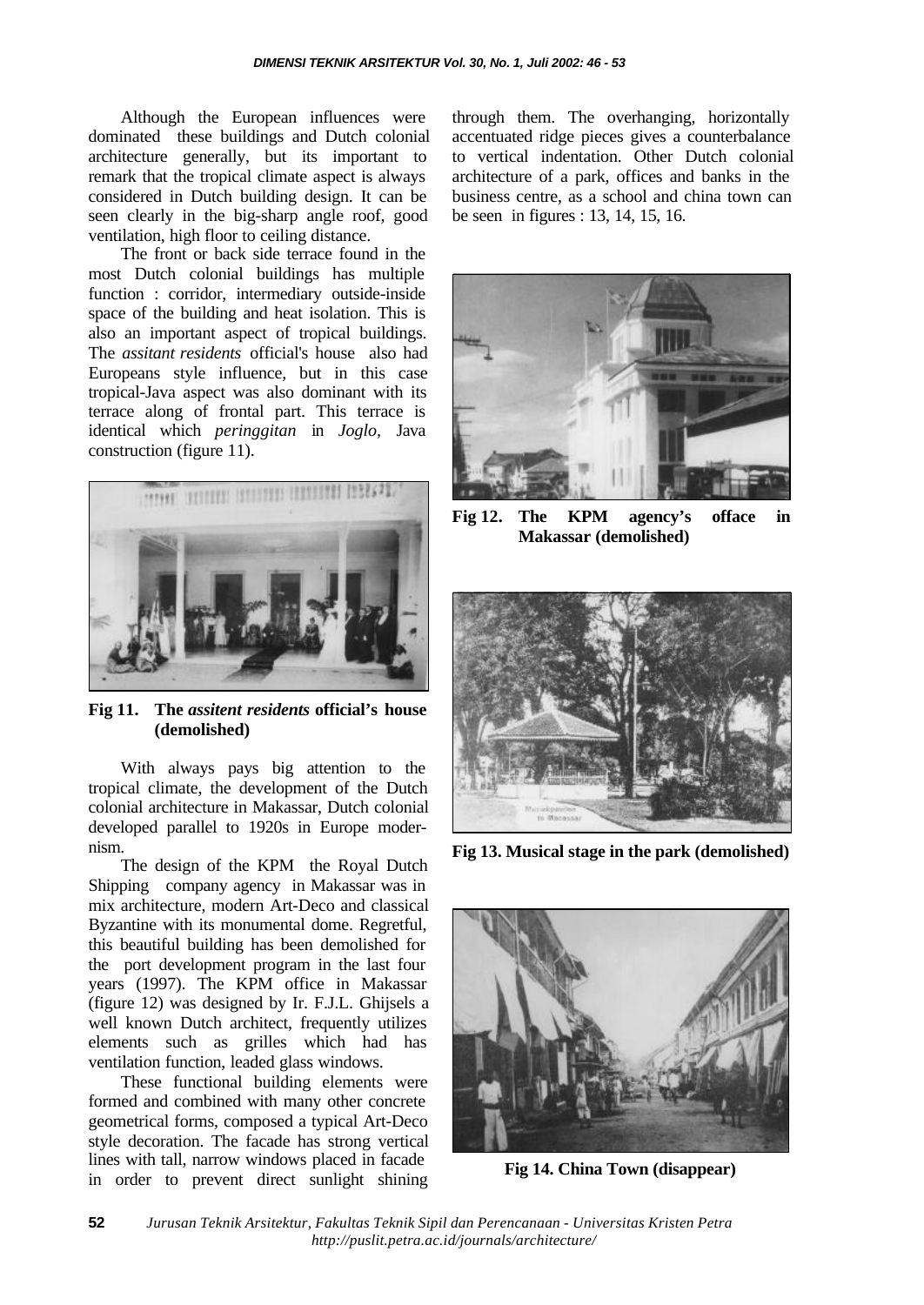Although the European influences were dominated these buildings and Dutch colonial architecture generally, but its important to remark that the tropical climate aspect is always considered in Dutch building design. It can be seen clearly in the big-sharp angle roof, good ventilation, high floor to ceiling distance.

The front or back side terrace found in the most Dutch colonial buildings has multiple function : corridor, intermediary outside-inside space of the building and heat isolation. This is also an important aspect of tropical buildings. The *assitant residents* official's house also had Europeans style influence, but in this case tropical-Java aspect was also dominant with its terrace along of frontal part. This terrace is identical which *peringgitan* in *Joglo*, Java construction (figure 11).

**Fig 11. The *assitent residents* official's house (demolished)**

With always pays big attention to the tropical climate, the development of the Dutch colonial architecture in Makassar, Dutch colonial developed parallel to 1920s in Europe modernism.

The design of the KPM the Royal Dutch Shipping company agency in Makassar was in mix architecture, modern Art-Deco and classical Byzantine with its monumental dome. Regretful, this beautiful building has been demolished for the port development program in the last four years (1997). The KPM office in Makassar (figure 12) was designed by Ir. F.J.L. Ghijsels a well known Dutch architect, frequently utilizes elements such as grilles which had has ventilation function, leaded glass windows.

These functional building elements were formed and combined with many other concrete geometrical forms, composed a typical Art-Deco style decoration. The facade has strong vertical lines with tall, narrow windows placed in facade in order to prevent direct sunlight shining through them. The overhanging, horizontally accentuated ridge pieces gives a counterbalance to vertical indentation. Other Dutch colonial architecture of a park, offices and banks in the business centre, as a school and china town can be seen in figures : 13, 14, 15, 16.

**Fig 12. The KPM agency's office in Makassar (demolished)**

**Fig 13. Musical stage in the park (demolished)**

**Fig 14. China Town (disappear)**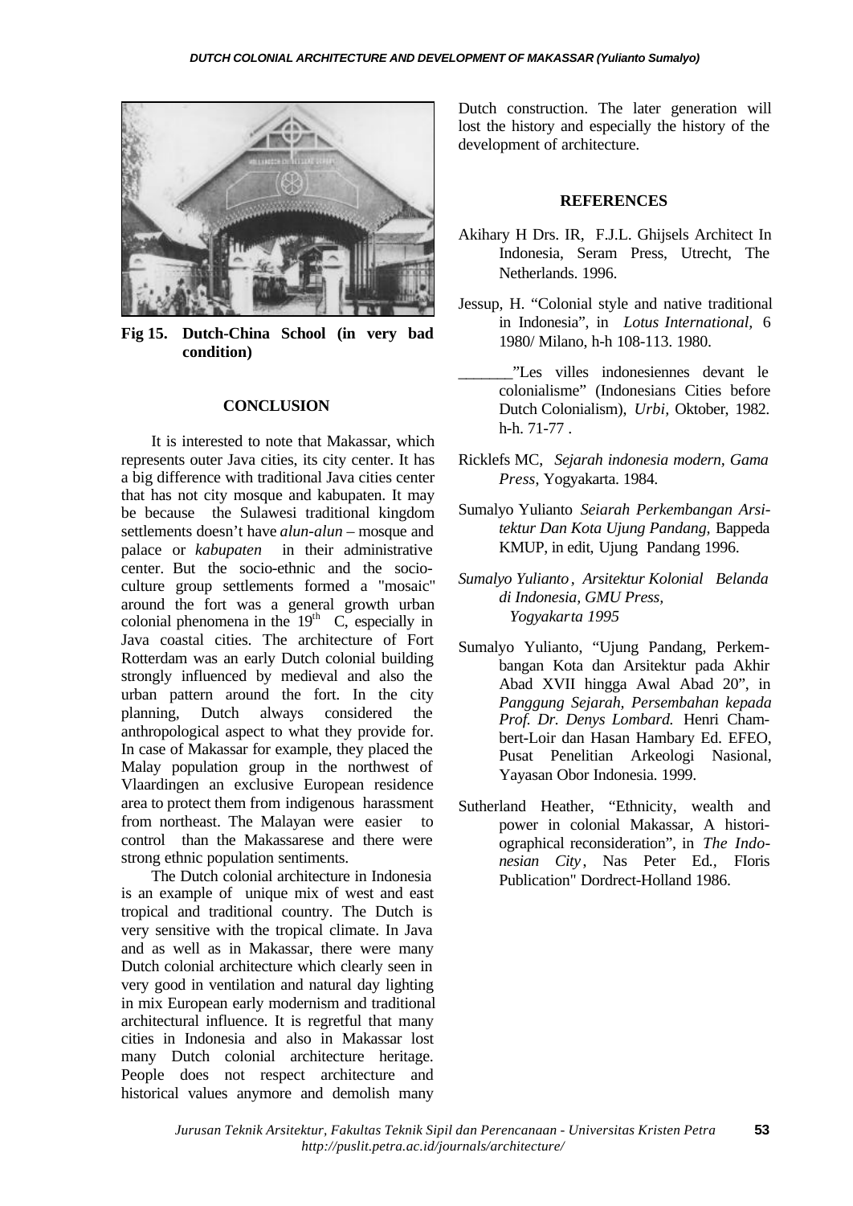**Fig 15. Dutch-China School (in very bad condition)**

## CONCLUSION

It is interested to note that Makassar, which represents outer Java cities, its city center. It has a big difference with traditional Java cities center that has not city mosque and kabupaten. It may be because the Sulawesi traditional kingdom settlements doesn't have *alun-alun* – mosque and palace or *kabupaten* in their administrative center. But the socio-ethnic and the socio-culture group settlements formed a "mosaic" around the fort was a general growth urban colonial phenomena in the $19^{th}$ C, especially in Java coastal cities. The architecture of Fort Rotterdam was an early Dutch colonial building strongly influenced by medieval and also the urban pattern around the fort. In the city planning, Dutch always considered the anthropological aspect to what they provide for. In case of Makassar for example, they placed the Malay population group in the northwest of Vlaardingen an exclusive European residence area to protect them from indigenous harassment from northeast. The Malayan were easier to control than the Makassarese and there were strong ethnic population sentiments.

The Dutch colonial architecture in Indonesia is an example of unique mix of west and east tropical and traditional country. The Dutch is very sensitive with the tropical climate. In Java and as well as in Makassar, there were many Dutch colonial architecture which clearly seen in very good in ventilation and natural day lighting in mix European early modernism and traditional architectural influence. It is regretful that many cities in Indonesia and also in Makassar lost many Dutch colonial architecture heritage. People does not respect architecture and historical values anymore and demolish many Dutch construction. The later generation will lost the history and especially the history of the development of architecture.

## REFERENCES

Akihary H Drs. IR, F.J.L. Ghijsels Architect In Indonesia, Seram Press, Utrecht, The Netherlands. 1996.

Jessup, H. "Colonial style and native traditional in Indonesia", in *Lotus International*, 6 1980/ Milano, h-h 108-113. 1980.

_______"Les villes indonesiennes devant le colonialisme" (Indonesians Cities before Dutch Colonialism), *Urbi*, Oktober, 1982. h-h. 71-77 .

Ricklefs MC, *Sejarah indonesia modern, Gama Press*, Yogyakarta. 1984.

Sumalyo Yulianto *Seiarah Perkembangan Arsitektur Dan Kota Ujung Pandang*, Bappeda KMUP, in edit, Ujung Pandang 1996.

*Sumalyo Yulianto, Arsitektur Kolonial Belanda di Indonesia, GMU Press, Yogyakarta 1995*

Sumalyo Yulianto, "Ujung Pandang, Perkembangan Kota dan Arsitektur pada Akhir Abad XVII hingga Awal Abad 20", in *Panggung Sejarah, Persembahan kepada Prof. Dr. Denys Lombard.* Henri Chambert-Loir dan Hasan Hambary Ed. EFEO, Pusat Penelitian Arkeologi Nasional, Yayasan Obor Indonesia. 1999.

Sutherland Heather, "Ethnicity, wealth and power in colonial Makassar, A historiographical reconsideration", in *The Indonesian City*, Nas Peter Ed., FIoris Publication" Dordrect-Holland 1986.